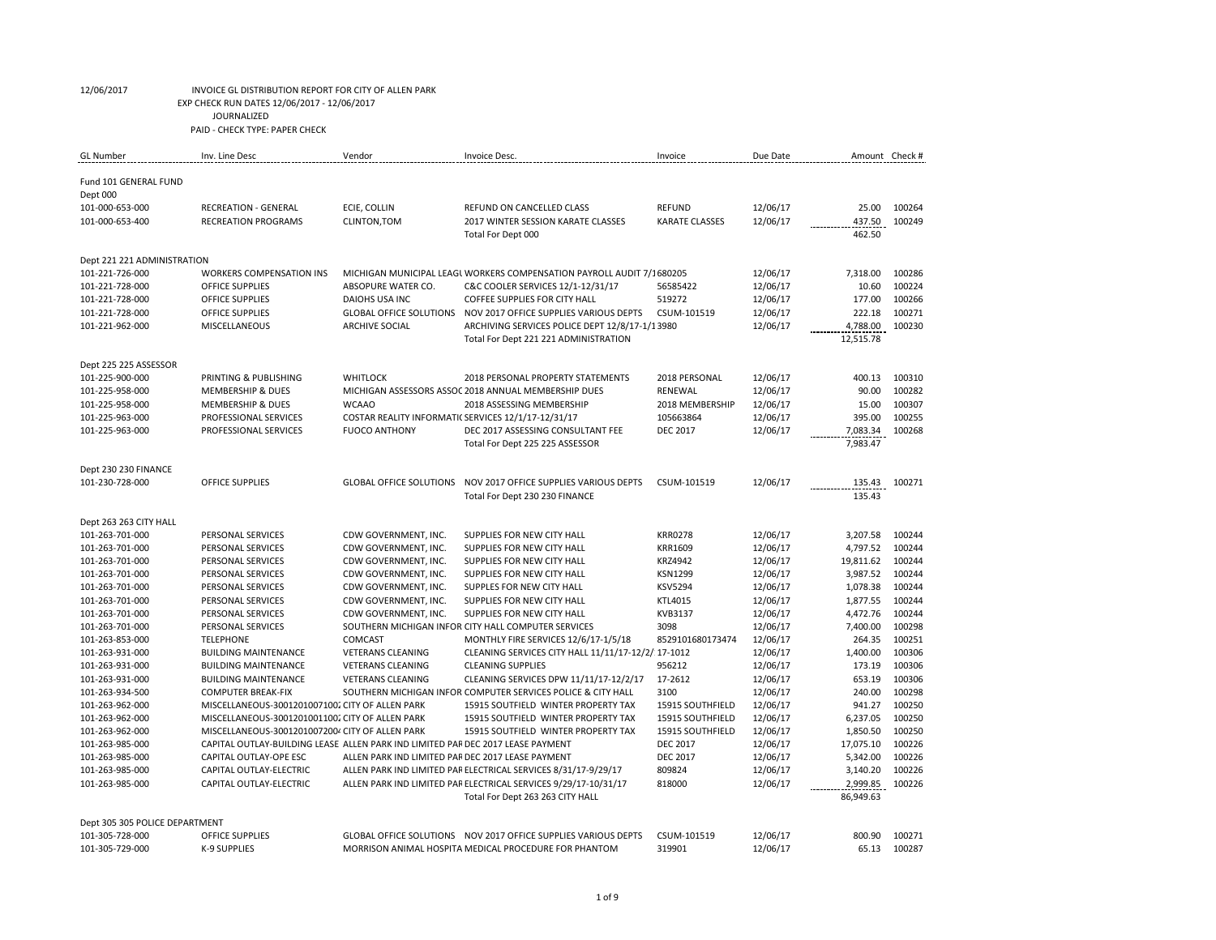12/06/2017 INVOICE GL DISTRIBUTION REPORT FOR CITY OF ALLEN PARK
EXP CHECK RUN DATES 12/06/2017 - 12/06/2017
JOURNALIZED
PAID - CHECK TYPE: PAPER CHECK

| GL Number | Inv. Line Desc | Vendor | Invoice Desc. | Invoice | Due Date | Amount | Check # |
|---|---|---|---|---|---|---|---|
| Fund 101 GENERAL FUND | | | | | | | |
| Dept 000 | | | | | | | |
| 101-000-653-000 | RECREATION - GENERAL | ECIE, COLLIN | REFUND ON CANCELLED CLASS | REFUND | 12/06/17 | 25.00 | 100264 |
| 101-000-653-400 | RECREATION PROGRAMS | CLINTON,TOM | 2017 WINTER SESSION KARATE CLASSES | KARATE CLASSES | 12/06/17 | 437.50 | 100249 |
| | | | Total For Dept 000 | | | 462.50 | |
| Dept 221 221 ADMINISTRATION | | | | | | | |
| 101-221-726-000 | WORKERS COMPENSATION INS | MICHIGAN MUNICIPAL LEAGU | WORKERS COMPENSATION PAYROLL AUDIT 7/1 | 680205 | 12/06/17 | 7,318.00 | 100286 |
| 101-221-728-000 | OFFICE SUPPLIES | ABSOPURE WATER CO. | C&C COOLER SERVICES 12/1-12/31/17 | 56585422 | 12/06/17 | 10.60 | 100224 |
| 101-221-728-000 | OFFICE SUPPLIES | DAIOHS USA INC | COFFEE SUPPLIES FOR CITY HALL | 519272 | 12/06/17 | 177.00 | 100266 |
| 101-221-728-000 | OFFICE SUPPLIES | GLOBAL OFFICE SOLUTIONS | NOV 2017 OFFICE SUPPLIES VARIOUS DEPTS | CSUM-101519 | 12/06/17 | 222.18 | 100271 |
| 101-221-962-000 | MISCELLANEOUS | ARCHIVE SOCIAL | ARCHIVING SERVICES POLICE DEPT 12/8/17-1/1 | 3980 | 12/06/17 | 4,788.00 | 100230 |
| | | | Total For Dept 221 221 ADMINISTRATION | | | 12,515.78 | |
| Dept 225 225 ASSESSOR | | | | | | | |
| 101-225-900-000 | PRINTING & PUBLISHING | WHITLOCK | 2018 PERSONAL PROPERTY STATEMENTS | 2018 PERSONAL | 12/06/17 | 400.13 | 100310 |
| 101-225-958-000 | MEMBERSHIP & DUES | MICHIGAN ASSESSORS ASSOC | 2018 ANNUAL MEMBERSHIP DUES | RENEWAL | 12/06/17 | 90.00 | 100282 |
| 101-225-958-000 | MEMBERSHIP & DUES | WCAAO | 2018 ASSESSING MEMBERSHIP | 2018 MEMBERSHIP | 12/06/17 | 15.00 | 100307 |
| 101-225-963-000 | PROFESSIONAL SERVICES | COSTAR REALITY INFORMATI | SERVICES 12/1/17-12/31/17 | 105663864 | 12/06/17 | 395.00 | 100255 |
| 101-225-963-000 | PROFESSIONAL SERVICES | FUOCO ANTHONY | DEC 2017 ASSESSING CONSULTANT FEE | DEC 2017 | 12/06/17 | 7,083.34 | 100268 |
| | | | Total For Dept 225 225 ASSESSOR | | | 7,983.47 | |
| Dept 230 230 FINANCE | | | | | | | |
| 101-230-728-000 | OFFICE SUPPLIES | GLOBAL OFFICE SOLUTIONS | NOV 2017 OFFICE SUPPLIES VARIOUS DEPTS | CSUM-101519 | 12/06/17 | 135.43 | 100271 |
| | | | Total For Dept 230 230 FINANCE | | | 135.43 | |
| Dept 263 263 CITY HALL | | | | | | | |
| 101-263-701-000 | PERSONAL SERVICES | CDW GOVERNMENT, INC. | SUPPLIES FOR NEW CITY HALL | KRR0278 | 12/06/17 | 3,207.58 | 100244 |
| 101-263-701-000 | PERSONAL SERVICES | CDW GOVERNMENT, INC. | SUPPLIES FOR NEW CITY HALL | KRR1609 | 12/06/17 | 4,797.52 | 100244 |
| 101-263-701-000 | PERSONAL SERVICES | CDW GOVERNMENT, INC. | SUPPLIES FOR NEW CITY HALL | KRZ4942 | 12/06/17 | 19,811.62 | 100244 |
| 101-263-701-000 | PERSONAL SERVICES | CDW GOVERNMENT, INC. | SUPPLIES FOR NEW CITY HALL | KSN1299 | 12/06/17 | 3,987.52 | 100244 |
| 101-263-701-000 | PERSONAL SERVICES | CDW GOVERNMENT, INC. | SUPPLES FOR NEW CITY HALL | KSV5294 | 12/06/17 | 1,078.38 | 100244 |
| 101-263-701-000 | PERSONAL SERVICES | CDW GOVERNMENT, INC. | SUPPLIES FOR NEW CITY HALL | KTL4015 | 12/06/17 | 1,877.55 | 100244 |
| 101-263-701-000 | PERSONAL SERVICES | CDW GOVERNMENT, INC. | SUPPLIES FOR NEW CITY HALL | KVB3137 | 12/06/17 | 4,472.76 | 100244 |
| 101-263-701-000 | PERSONAL SERVICES | SOUTHERN MICHIGAN INFOR | CITY HALL COMPUTER SERVICES | 3098 | 12/06/17 | 7,400.00 | 100298 |
| 101-263-853-000 | TELEPHONE | COMCAST | MONTHLY FIRE SERVICES 12/6/17-1/5/18 | 8529101680173474 | 12/06/17 | 264.35 | 100251 |
| 101-263-931-000 | BUILDING MAINTENANCE | VETERANS CLEANING | CLEANING SERVICES CITY HALL 11/11/17-12/2/ | 17-1012 | 12/06/17 | 1,400.00 | 100306 |
| 101-263-931-000 | BUILDING MAINTENANCE | VETERANS CLEANING | CLEANING SUPPLIES | 956212 | 12/06/17 | 173.19 | 100306 |
| 101-263-931-000 | BUILDING MAINTENANCE | VETERANS CLEANING | CLEANING SERVICES DPW 11/11/17-12/2/17 | 17-2612 | 12/06/17 | 653.19 | 100306 |
| 101-263-934-500 | COMPUTER BREAK-FIX | SOUTHERN MICHIGAN INFOR | COMPUTER SERVICES POLICE & CITY HALL | 3100 | 12/06/17 | 240.00 | 100298 |
| 101-263-962-000 | MISCELLANEOUS-30012010071002 | CITY OF ALLEN PARK | 15915 SOUTFIELD WINTER PROPERTY TAX | 15915 SOUTHFIELD | 12/06/17 | 941.27 | 100250 |
| 101-263-962-000 | MISCELLANEOUS-30012010011002 | CITY OF ALLEN PARK | 15915 SOUTFIELD WINTER PROPERTY TAX | 15915 SOUTHFIELD | 12/06/17 | 6,237.05 | 100250 |
| 101-263-962-000 | MISCELLANEOUS-30012010072004 | CITY OF ALLEN PARK | 15915 SOUTFIELD WINTER PROPERTY TAX | 15915 SOUTHFIELD | 12/06/17 | 1,850.50 | 100250 |
| 101-263-985-000 | CAPITAL OUTLAY-BUILDING LEASE | ALLEN PARK IND LIMITED PAR | DEC 2017 LEASE PAYMENT | DEC 2017 | 12/06/17 | 17,075.10 | 100226 |
| 101-263-985-000 | CAPITAL OUTLAY-OPE ESC | ALLEN PARK IND LIMITED PAR | DEC 2017 LEASE PAYMENT | DEC 2017 | 12/06/17 | 5,342.00 | 100226 |
| 101-263-985-000 | CAPITAL OUTLAY-ELECTRIC | ALLEN PARK IND LIMITED PAR | ELECTRICAL SERVICES 8/31/17-9/29/17 | 809824 | 12/06/17 | 3,140.20 | 100226 |
| 101-263-985-000 | CAPITAL OUTLAY-ELECTRIC | ALLEN PARK IND LIMITED PAR | ELECTRICAL SERVICES 9/29/17-10/31/17 | 818000 | 12/06/17 | 2,999.85 | 100226 |
| | | | Total For Dept 263 263 CITY HALL | | | 86,949.63 | |
| Dept 305 305 POLICE DEPARTMENT | | | | | | | |
| 101-305-728-000 | OFFICE SUPPLIES | GLOBAL OFFICE SOLUTIONS | NOV 2017 OFFICE SUPPLIES VARIOUS DEPTS | CSUM-101519 | 12/06/17 | 800.90 | 100271 |
| 101-305-729-000 | K-9 SUPPLIES | MORRISON ANIMAL HOSPITA | MEDICAL PROCEDURE FOR PHANTOM | 319901 | 12/06/17 | 65.13 | 100287 |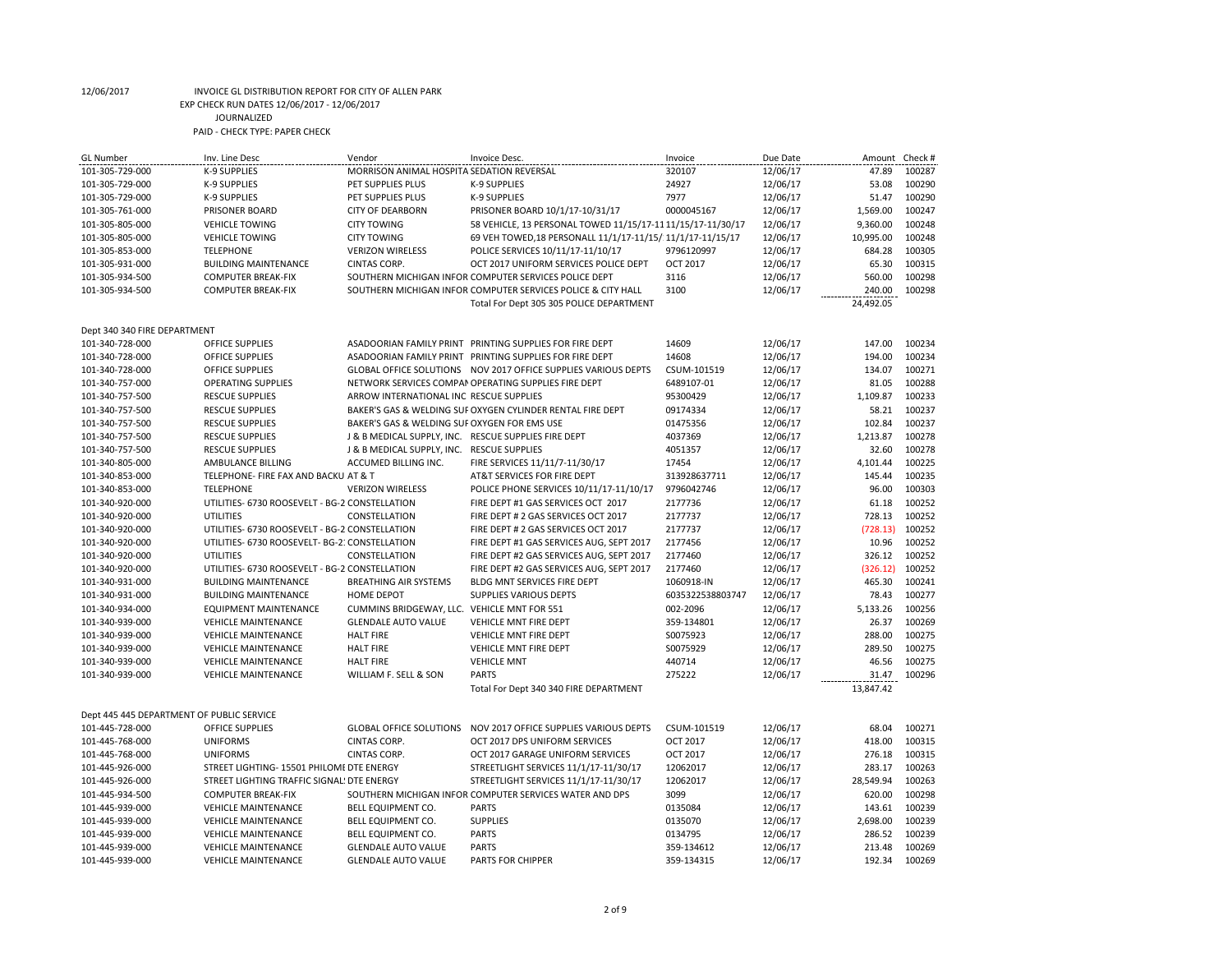12/06/2017 INVOICE GL DISTRIBUTION REPORT FOR CITY OF ALLEN PARK
EXP CHECK RUN DATES 12/06/2017 - 12/06/2017
JOURNALIZED
PAID - CHECK TYPE: PAPER CHECK

| GL Number | Inv. Line Desc | Vendor | Invoice Desc. | Invoice | Due Date | Amount | Check # |
|---|---|---|---|---|---|---|---|
| 101-305-729-000 | K-9 SUPPLIES | MORRISON ANIMAL HOSPITA | SEDATION REVERSAL | 320107 | 12/06/17 | 47.89 | 100287 |
| 101-305-729-000 | K-9 SUPPLIES | PET SUPPLIES PLUS | K-9 SUPPLIES | 24927 | 12/06/17 | 53.08 | 100290 |
| 101-305-729-000 | K-9 SUPPLIES | PET SUPPLIES PLUS | K-9 SUPPLIES | 7977 | 12/06/17 | 51.47 | 100290 |
| 101-305-761-000 | PRISONER BOARD | CITY OF DEARBORN | PRISONER BOARD 10/1/17-10/31/17 | 0000045167 | 12/06/17 | 1,569.00 | 100247 |
| 101-305-805-000 | VEHICLE TOWING | CITY TOWING | 58 VEHICLE, 13 PERSONAL TOWED 11/15/17-11 | 11/15/17-11/30/17 | 12/06/17 | 9,360.00 | 100248 |
| 101-305-805-000 | VEHICLE TOWING | CITY TOWING | 69 VEH TOWED,18 PERSONALL 11/1/17-11/15/ | 11/1/17-11/15/17 | 12/06/17 | 10,995.00 | 100248 |
| 101-305-853-000 | TELEPHONE | VERIZON WIRELESS | POLICE SERVICES 10/11/17-11/10/17 | 9796120997 | 12/06/17 | 684.28 | 100305 |
| 101-305-931-000 | BUILDING MAINTENANCE | CINTAS CORP. | OCT 2017 UNIFORM SERVICES POLICE DEPT | OCT 2017 | 12/06/17 | 65.30 | 100315 |
| 101-305-934-500 | COMPUTER BREAK-FIX | SOUTHERN MICHIGAN INFOR | COMPUTER SERVICES POLICE DEPT | 3116 | 12/06/17 | 560.00 | 100298 |
| 101-305-934-500 | COMPUTER BREAK-FIX | SOUTHERN MICHIGAN INFOR | COMPUTER SERVICES POLICE & CITY HALL | 3100 | 12/06/17 | 240.00 | 100298 |
| | | | Total For Dept 305 305 POLICE DEPARTMENT | | | 24,492.05 | |
| Dept 340 340 FIRE DEPARTMENT | | | | | | | |
| 101-340-728-000 | OFFICE SUPPLIES | ASADOORIAN FAMILY PRINT | PRINTING SUPPLIES FOR FIRE DEPT | 14609 | 12/06/17 | 147.00 | 100234 |
| 101-340-728-000 | OFFICE SUPPLIES | ASADOORIAN FAMILY PRINT | PRINTING SUPPLIES FOR FIRE DEPT | 14608 | 12/06/17 | 194.00 | 100234 |
| 101-340-728-000 | OFFICE SUPPLIES | GLOBAL OFFICE SOLUTIONS | NOV 2017 OFFICE SUPPLIES VARIOUS DEPTS | CSUM-101519 | 12/06/17 | 134.07 | 100271 |
| 101-340-757-000 | OPERATING SUPPLIES | NETWORK SERVICES COMPAN | OPERATING SUPPLIES FIRE DEPT | 6489107-01 | 12/06/17 | 81.05 | 100288 |
| 101-340-757-500 | RESCUE SUPPLIES | ARROW INTERNATIONAL INC | RESCUE SUPPLIES | 95300429 | 12/06/17 | 1,109.87 | 100233 |
| 101-340-757-500 | RESCUE SUPPLIES | BAKER'S GAS & WELDING SUF | OXYGEN CYLINDER RENTAL FIRE DEPT | 09174334 | 12/06/17 | 58.21 | 100237 |
| 101-340-757-500 | RESCUE SUPPLIES | BAKER'S GAS & WELDING SUF | OXYGEN FOR EMS USE | 01475356 | 12/06/17 | 102.84 | 100237 |
| 101-340-757-500 | RESCUE SUPPLIES | J & B MEDICAL SUPPLY, INC. | RESCUE SUPPLIES FIRE DEPT | 4037369 | 12/06/17 | 1,213.87 | 100278 |
| 101-340-757-500 | RESCUE SUPPLIES | J & B MEDICAL SUPPLY, INC. | RESCUE SUPPLIES | 4051357 | 12/06/17 | 32.60 | 100278 |
| 101-340-805-000 | AMBULANCE BILLING | ACCUMED BILLING INC. | FIRE SERVICES 11/11/7-11/30/17 | 17454 | 12/06/17 | 4,101.44 | 100225 |
| 101-340-853-000 | TELEPHONE- FIRE FAX AND BACKU | AT & T | AT&T SERVICES FOR FIRE DEPT | 313928637711 | 12/06/17 | 145.44 | 100235 |
| 101-340-853-000 | TELEPHONE | VERIZON WIRELESS | POLICE PHONE SERVICES 10/11/17-11/10/17 | 9796042746 | 12/06/17 | 96.00 | 100303 |
| 101-340-920-000 | UTILITIES- 6730 ROOSEVELT - BG-2 | CONSTELLATION | FIRE DEPT #1 GAS SERVICES OCT 2017 | 2177736 | 12/06/17 | 61.18 | 100252 |
| 101-340-920-000 | UTILITIES | CONSTELLATION | FIRE DEPT # 2 GAS SERVICES OCT 2017 | 2177737 | 12/06/17 | 728.13 | 100252 |
| 101-340-920-000 | UTILITIES- 6730 ROOSEVELT - BG-2 | CONSTELLATION | FIRE DEPT # 2 GAS SERVICES OCT 2017 | 2177737 | 12/06/17 | (728.13) | 100252 |
| 101-340-920-000 | UTILITIES- 6730 ROOSEVELT- BG-2 | CONSTELLATION | FIRE DEPT #1 GAS SERVICES AUG, SEPT 2017 | 2177456 | 12/06/17 | 10.96 | 100252 |
| 101-340-920-000 | UTILITIES | CONSTELLATION | FIRE DEPT #2 GAS SERVICES AUG, SEPT 2017 | 2177460 | 12/06/17 | 326.12 | 100252 |
| 101-340-920-000 | UTILITIES- 6730 ROOSEVELT - BG-2 | CONSTELLATION | FIRE DEPT #2 GAS SERVICES AUG, SEPT 2017 | 2177460 | 12/06/17 | (326.12) | 100252 |
| 101-340-931-000 | BUILDING MAINTENANCE | BREATHING AIR SYSTEMS | BLDG MNT SERVICES FIRE DEPT | 1060918-IN | 12/06/17 | 465.30 | 100241 |
| 101-340-931-000 | BUILDING MAINTENANCE | HOME DEPOT | SUPPLIES VARIOUS DEPTS | 6035322538803747 | 12/06/17 | 78.43 | 100277 |
| 101-340-934-000 | EQUIPMENT MAINTENANCE | CUMMINS BRIDGEWAY, LLC. | VEHICLE MNT FOR 551 | 002-2096 | 12/06/17 | 5,133.26 | 100256 |
| 101-340-939-000 | VEHICLE MAINTENANCE | GLENDALE AUTO VALUE | VEHICLE MNT FIRE DEPT | 359-134801 | 12/06/17 | 26.37 | 100269 |
| 101-340-939-000 | VEHICLE MAINTENANCE | HALT FIRE | VEHICLE MNT FIRE DEPT | S0075923 | 12/06/17 | 288.00 | 100275 |
| 101-340-939-000 | VEHICLE MAINTENANCE | HALT FIRE | VEHICLE MNT FIRE DEPT | S0075929 | 12/06/17 | 289.50 | 100275 |
| 101-340-939-000 | VEHICLE MAINTENANCE | HALT FIRE | VEHICLE MNT | 440714 | 12/06/17 | 46.56 | 100275 |
| 101-340-939-000 | VEHICLE MAINTENANCE | WILLIAM F. SELL & SON | PARTS | 275222 | 12/06/17 | 31.47 | 100296 |
| | | | Total For Dept 340 340 FIRE DEPARTMENT | | | 13,847.42 | |
| Dept 445 445 DEPARTMENT OF PUBLIC SERVICE | | | | | | | |
| 101-445-728-000 | OFFICE SUPPLIES | GLOBAL OFFICE SOLUTIONS | NOV 2017 OFFICE SUPPLIES VARIOUS DEPTS | CSUM-101519 | 12/06/17 | 68.04 | 100271 |
| 101-445-768-000 | UNIFORMS | CINTAS CORP. | OCT 2017 DPS UNIFORM SERVICES | OCT 2017 | 12/06/17 | 418.00 | 100315 |
| 101-445-768-000 | UNIFORMS | CINTAS CORP. | OCT 2017 GARAGE UNIFORM SERVICES | OCT 2017 | 12/06/17 | 276.18 | 100315 |
| 101-445-926-000 | STREET LIGHTING- 15501 PHILOME | DTE ENERGY | STREETLIGHT SERVICES 11/1/17-11/30/17 | 12062017 | 12/06/17 | 283.17 | 100263 |
| 101-445-926-000 | STREET LIGHTING TRAFFIC SIGNAL | DTE ENERGY | STREETLIGHT SERVICES 11/1/17-11/30/17 | 12062017 | 12/06/17 | 28,549.94 | 100263 |
| 101-445-934-500 | COMPUTER BREAK-FIX | SOUTHERN MICHIGAN INFOR | COMPUTER SERVICES WATER AND DPS | 3099 | 12/06/17 | 620.00 | 100298 |
| 101-445-939-000 | VEHICLE MAINTENANCE | BELL EQUIPMENT CO. | PARTS | 0135084 | 12/06/17 | 143.61 | 100239 |
| 101-445-939-000 | VEHICLE MAINTENANCE | BELL EQUIPMENT CO. | SUPPLIES | 0135070 | 12/06/17 | 2,698.00 | 100239 |
| 101-445-939-000 | VEHICLE MAINTENANCE | BELL EQUIPMENT CO. | PARTS | 0134795 | 12/06/17 | 286.52 | 100239 |
| 101-445-939-000 | VEHICLE MAINTENANCE | GLENDALE AUTO VALUE | PARTS | 359-134612 | 12/06/17 | 213.48 | 100269 |
| 101-445-939-000 | VEHICLE MAINTENANCE | GLENDALE AUTO VALUE | PARTS FOR CHIPPER | 359-134315 | 12/06/17 | 192.34 | 100269 |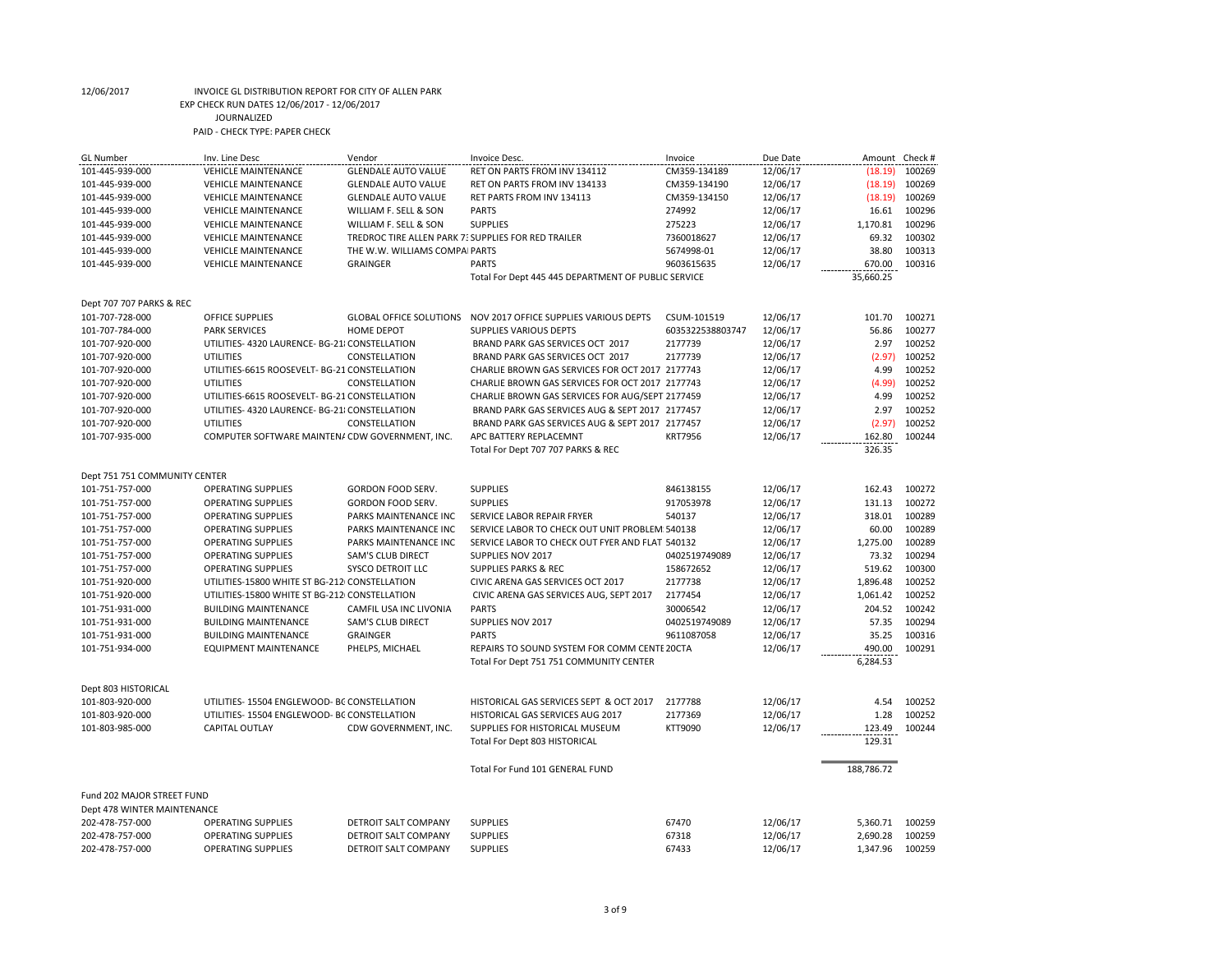12/06/2017 INVOICE GL DISTRIBUTION REPORT FOR CITY OF ALLEN PARK
EXP CHECK RUN DATES 12/06/2017 - 12/06/2017
JOURNALIZED
PAID - CHECK TYPE: PAPER CHECK

| GL Number | Inv. Line Desc | Vendor | Invoice Desc. | Invoice | Due Date | Amount | Check # |
|---|---|---|---|---|---|---|---|
| 101-445-939-000 | VEHICLE MAINTENANCE | GLENDALE AUTO VALUE | RET ON PARTS FROM INV 134112 | CM359-134189 | 12/06/17 | (18.19) | 100269 |
| 101-445-939-000 | VEHICLE MAINTENANCE | GLENDALE AUTO VALUE | RET ON PARTS FROM INV 134133 | CM359-134190 | 12/06/17 | (18.19) | 100269 |
| 101-445-939-000 | VEHICLE MAINTENANCE | GLENDALE AUTO VALUE | RET PARTS FROM INV 134113 | CM359-134150 | 12/06/17 | (18.19) | 100269 |
| 101-445-939-000 | VEHICLE MAINTENANCE | WILLIAM F. SELL & SON | PARTS | 274992 | 12/06/17 | 16.61 | 100296 |
| 101-445-939-000 | VEHICLE MAINTENANCE | WILLIAM F. SELL & SON | SUPPLIES | 275223 | 12/06/17 | 1,170.81 | 100296 |
| 101-445-939-000 | VEHICLE MAINTENANCE | TREDROC TIRE ALLEN PARK 7 | SUPPLIES FOR RED TRAILER | 7360018627 | 12/06/17 | 69.32 | 100302 |
| 101-445-939-000 | VEHICLE MAINTENANCE | THE W.W. WILLIAMS COMPA | PARTS | 5674998-01 | 12/06/17 | 38.80 | 100313 |
| 101-445-939-000 | VEHICLE MAINTENANCE | GRAINGER | PARTS | 9603615635 | 12/06/17 | 670.00 | 100316 |
| | | | Total For Dept 445 445 DEPARTMENT OF PUBLIC SERVICE | | | 35,660.25 | |
| Dept 707 707 PARKS & REC | | | | | | | |
| 101-707-728-000 | OFFICE SUPPLIES | GLOBAL OFFICE SOLUTIONS | NOV 2017 OFFICE SUPPLIES VARIOUS DEPTS | CSUM-101519 | 12/06/17 | 101.70 | 100271 |
| 101-707-784-000 | PARK SERVICES | HOME DEPOT | SUPPLIES VARIOUS DEPTS | 6035322538803747 | 12/06/17 | 56.86 | 100277 |
| 101-707-920-000 | UTILITIES- 4320 LAURENCE- BG-21 | CONSTELLATION | BRAND PARK GAS SERVICES OCT 2017 | 2177739 | 12/06/17 | 2.97 | 100252 |
| 101-707-920-000 | UTILITIES | CONSTELLATION | BRAND PARK GAS SERVICES OCT 2017 | 2177739 | 12/06/17 | (2.97) | 100252 |
| 101-707-920-000 | UTILITIES-6615 ROOSEVELT- BG-21 | CONSTELLATION | CHARLIE BROWN GAS SERVICES FOR OCT 2017 | 2177743 | 12/06/17 | 4.99 | 100252 |
| 101-707-920-000 | UTILITIES | CONSTELLATION | CHARLIE BROWN GAS SERVICES FOR OCT 2017 | 2177743 | 12/06/17 | (4.99) | 100252 |
| 101-707-920-000 | UTILITIES-6615 ROOSEVELT- BG-21 | CONSTELLATION | CHARLIE BROWN GAS SERVICES FOR AUG/SEPT | 2177459 | 12/06/17 | 4.99 | 100252 |
| 101-707-920-000 | UTILITIES- 4320 LAURENCE- BG-21 | CONSTELLATION | BRAND PARK GAS SERVICES AUG & SEPT 2017 | 2177457 | 12/06/17 | 2.97 | 100252 |
| 101-707-920-000 | UTILITIES | CONSTELLATION | BRAND PARK GAS SERVICES AUG & SEPT 2017 | 2177457 | 12/06/17 | (2.97) | 100252 |
| 101-707-935-000 | COMPUTER SOFTWARE MAINTEN | CDW GOVERNMENT, INC. | APC BATTERY REPLACEMNT | KRT7956 | 12/06/17 | 162.80 | 100244 |
| | | | Total For Dept 707 707 PARKS & REC | | | 326.35 | |
| Dept 751 751 COMMUNITY CENTER | | | | | | | |
| 101-751-757-000 | OPERATING SUPPLIES | GORDON FOOD SERV. | SUPPLIES | 846138155 | 12/06/17 | 162.43 | 100272 |
| 101-751-757-000 | OPERATING SUPPLIES | GORDON FOOD SERV. | SUPPLIES | 917053978 | 12/06/17 | 131.13 | 100272 |
| 101-751-757-000 | OPERATING SUPPLIES | PARKS MAINTENANCE INC | SERVICE LABOR REPAIR FRYER | 540137 | 12/06/17 | 318.01 | 100289 |
| 101-751-757-000 | OPERATING SUPPLIES | PARKS MAINTENANCE INC | SERVICE LABOR TO CHECK OUT UNIT PROBLEM | 540138 | 12/06/17 | 60.00 | 100289 |
| 101-751-757-000 | OPERATING SUPPLIES | PARKS MAINTENANCE INC | SERVICE LABOR TO CHECK OUT FYER AND FLAT | 540132 | 12/06/17 | 1,275.00 | 100289 |
| 101-751-757-000 | OPERATING SUPPLIES | SAM'S CLUB DIRECT | SUPPLIES NOV 2017 | 0402519749089 | 12/06/17 | 73.32 | 100294 |
| 101-751-757-000 | OPERATING SUPPLIES | SYSCO DETROIT LLC | SUPPLIES PARKS & REC | 158672652 | 12/06/17 | 519.62 | 100300 |
| 101-751-920-000 | UTILITIES-15800 WHITE ST BG-212 | CONSTELLATION | CIVIC ARENA GAS SERVICES OCT 2017 | 2177738 | 12/06/17 | 1,896.48 | 100252 |
| 101-751-920-000 | UTILITIES-15800 WHITE ST BG-212 | CONSTELLATION | CIVIC ARENA GAS SERVICES AUG, SEPT 2017 | 2177454 | 12/06/17 | 1,061.42 | 100252 |
| 101-751-931-000 | BUILDING MAINTENANCE | CAMFIL USA INC LIVONIA | PARTS | 30006542 | 12/06/17 | 204.52 | 100242 |
| 101-751-931-000 | BUILDING MAINTENANCE | SAM'S CLUB DIRECT | SUPPLIES NOV 2017 | 0402519749089 | 12/06/17 | 57.35 | 100294 |
| 101-751-931-000 | BUILDING MAINTENANCE | GRAINGER | PARTS | 9611087058 | 12/06/17 | 35.25 | 100316 |
| 101-751-934-000 | EQUIPMENT MAINTENANCE | PHELPS, MICHAEL | REPAIRS TO SOUND SYSTEM FOR COMM CENTE | 20CTA | 12/06/17 | 490.00 | 100291 |
| | | | Total For Dept 751 751 COMMUNITY CENTER | | | 6,284.53 | |
| Dept 803 HISTORICAL | | | | | | | |
| 101-803-920-000 | UTILITIES- 15504 ENGLEWOOD- BC | CONSTELLATION | HISTORICAL GAS SERVICES SEPT & OCT 2017 | 2177788 | 12/06/17 | 4.54 | 100252 |
| 101-803-920-000 | UTILITIES- 15504 ENGLEWOOD- BC | CONSTELLATION | HISTORICAL GAS SERVICES AUG 2017 | 2177369 | 12/06/17 | 1.28 | 100252 |
| 101-803-985-000 | CAPITAL OUTLAY | CDW GOVERNMENT, INC. | SUPPLIES FOR HISTORICAL MUSEUM | KTT9090 | 12/06/17 | 123.49 | 100244 |
| | | | Total For Dept 803 HISTORICAL | | | 129.31 | |
| | | | Total For Fund 101 GENERAL FUND | | | 188,786.72 | |
| Fund 202 MAJOR STREET FUND | | | | | | | |
| Dept 478 WINTER MAINTENANCE | | | | | | | |
| 202-478-757-000 | OPERATING SUPPLIES | DETROIT SALT COMPANY | SUPPLIES | 67470 | 12/06/17 | 5,360.71 | 100259 |
| 202-478-757-000 | OPERATING SUPPLIES | DETROIT SALT COMPANY | SUPPLIES | 67318 | 12/06/17 | 2,690.28 | 100259 |
| 202-478-757-000 | OPERATING SUPPLIES | DETROIT SALT COMPANY | SUPPLIES | 67433 | 12/06/17 | 1,347.96 | 100259 |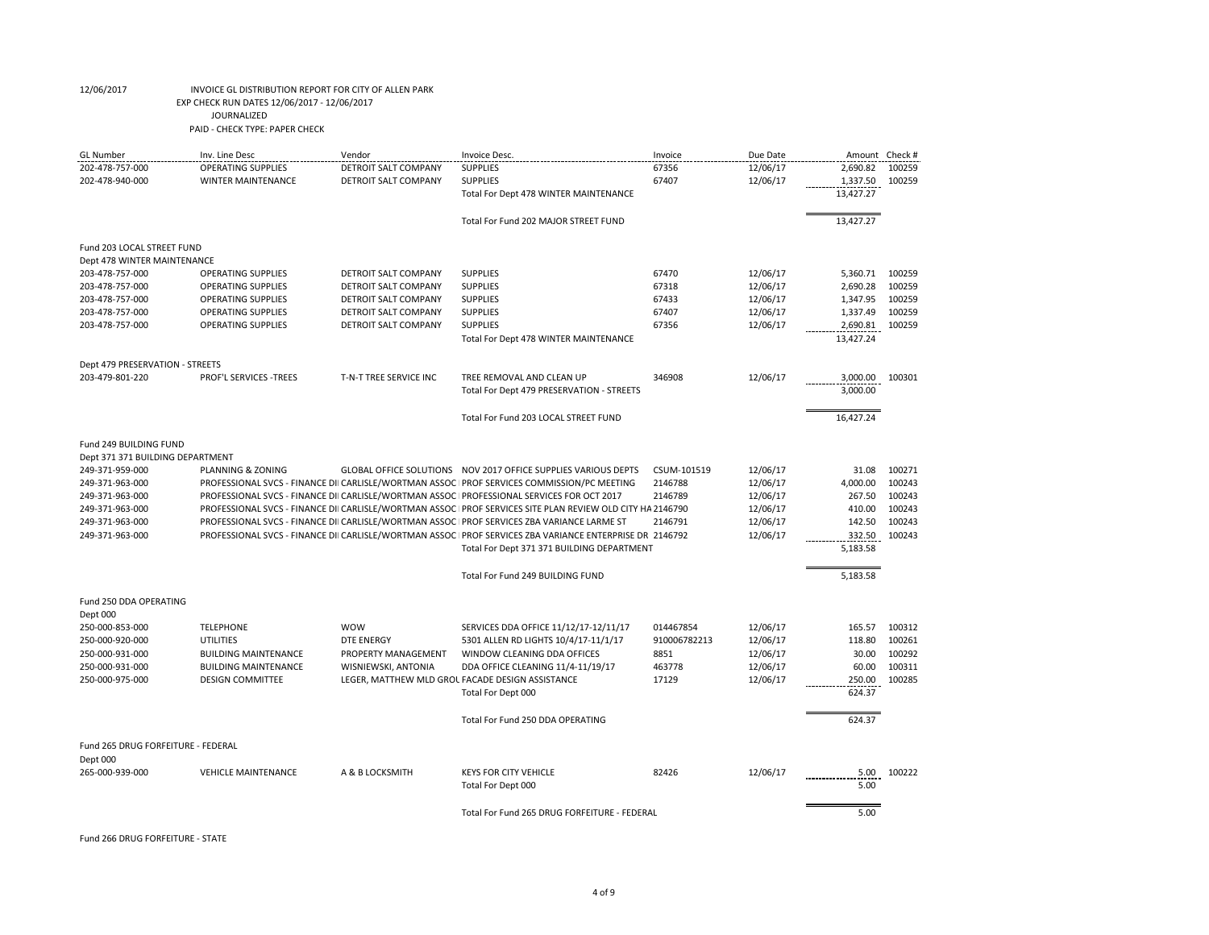12/06/2017 INVOICE GL DISTRIBUTION REPORT FOR CITY OF ALLEN PARK
EXP CHECK RUN DATES 12/06/2017 - 12/06/2017
JOURNALIZED
PAID - CHECK TYPE: PAPER CHECK

| GL Number | Inv. Line Desc | Vendor | Invoice Desc. | Invoice | Due Date | Amount | Check # |
|---|---|---|---|---|---|---|---|
| 202-478-757-000 | OPERATING SUPPLIES | DETROIT SALT COMPANY | SUPPLIES | 67356 | 12/06/17 | 2,690.82 | 100259 |
| 202-478-940-000 | WINTER MAINTENANCE | DETROIT SALT COMPANY | SUPPLIES | 67407 | 12/06/17 | 1,337.50 | 100259 |
| | | | Total For Dept 478 WINTER MAINTENANCE | | | 13,427.27 | |
| | | | Total For Fund 202 MAJOR STREET FUND | | | 13,427.27 | |
| Fund 203 LOCAL STREET FUND | | | | | | | |
| Dept 478 WINTER MAINTENANCE | | | | | | | |
| 203-478-757-000 | OPERATING SUPPLIES | DETROIT SALT COMPANY | SUPPLIES | 67470 | 12/06/17 | 5,360.71 | 100259 |
| 203-478-757-000 | OPERATING SUPPLIES | DETROIT SALT COMPANY | SUPPLIES | 67318 | 12/06/17 | 2,690.28 | 100259 |
| 203-478-757-000 | OPERATING SUPPLIES | DETROIT SALT COMPANY | SUPPLIES | 67433 | 12/06/17 | 1,347.95 | 100259 |
| 203-478-757-000 | OPERATING SUPPLIES | DETROIT SALT COMPANY | SUPPLIES | 67407 | 12/06/17 | 1,337.49 | 100259 |
| 203-478-757-000 | OPERATING SUPPLIES | DETROIT SALT COMPANY | SUPPLIES | 67356 | 12/06/17 | 2,690.81 | 100259 |
| | | | Total For Dept 478 WINTER MAINTENANCE | | | 13,427.24 | |
| Dept 479 PRESERVATION - STREETS | | | | | | | |
| 203-479-801-220 | PROF'L SERVICES -TREES | T-N-T TREE SERVICE INC | TREE REMOVAL AND CLEAN UP | 346908 | 12/06/17 | 3,000.00 | 100301 |
| | | | Total For Dept 479 PRESERVATION - STREETS | | | 3,000.00 | |
| | | | Total For Fund 203 LOCAL STREET FUND | | | 16,427.24 | |
| Fund 249 BUILDING FUND | | | | | | | |
| Dept 371 371 BUILDING DEPARTMENT | | | | | | | |
| 249-371-959-000 | PLANNING & ZONING | GLOBAL OFFICE SOLUTIONS | NOV 2017 OFFICE SUPPLIES VARIOUS DEPTS | CSUM-101519 | 12/06/17 | 31.08 | 100271 |
| 249-371-963-000 | PROFESSIONAL SVCS - FINANCE DI | CARLISLE/WORTMAN ASSOC | PROF SERVICES COMMISSION/PC MEETING | 2146788 | 12/06/17 | 4,000.00 | 100243 |
| 249-371-963-000 | PROFESSIONAL SVCS - FINANCE DI | CARLISLE/WORTMAN ASSOC | PROFESSIONAL SERVICES FOR OCT 2017 | 2146789 | 12/06/17 | 267.50 | 100243 |
| 249-371-963-000 | PROFESSIONAL SVCS - FINANCE DI | CARLISLE/WORTMAN ASSOC | PROF SERVICES SITE PLAN REVIEW OLD CITY HA | 2146790 | 12/06/17 | 410.00 | 100243 |
| 249-371-963-000 | PROFESSIONAL SVCS - FINANCE DI | CARLISLE/WORTMAN ASSOC | PROF SERVICES ZBA VARIANCE LARME ST | 2146791 | 12/06/17 | 142.50 | 100243 |
| 249-371-963-000 | PROFESSIONAL SVCS - FINANCE DI | CARLISLE/WORTMAN ASSOC | PROF SERVICES ZBA VARIANCE ENTERPRISE DR | 2146792 | 12/06/17 | 332.50 | 100243 |
| | | | Total For Dept 371 371 BUILDING DEPARTMENT | | | 5,183.58 | |
| | | | Total For Fund 249 BUILDING FUND | | | 5,183.58 | |
| Fund 250 DDA OPERATING | | | | | | | |
| Dept 000 | | | | | | | |
| 250-000-853-000 | TELEPHONE | WOW | SERVICES DDA OFFICE 11/12/17-12/11/17 | 014467854 | 12/06/17 | 165.57 | 100312 |
| 250-000-920-000 | UTILITIES | DTE ENERGY | 5301 ALLEN RD LIGHTS 10/4/17-11/1/17 | 910006782213 | 12/06/17 | 118.80 | 100261 |
| 250-000-931-000 | BUILDING MAINTENANCE | PROPERTY MANAGEMENT | WINDOW CLEANING DDA OFFICES | 8851 | 12/06/17 | 30.00 | 100292 |
| 250-000-931-000 | BUILDING MAINTENANCE | WISNIEWSKI, ANTONIA | DDA OFFICE CLEANING 11/4-11/19/17 | 463778 | 12/06/17 | 60.00 | 100311 |
| 250-000-975-000 | DESIGN COMMITTEE | LEGER, MATTHEW MLD GROU | FACADE DESIGN ASSISTANCE | 17129 | 12/06/17 | 250.00 | 100285 |
| | | | Total For Dept 000 | | | 624.37 | |
| | | | Total For Fund 250 DDA OPERATING | | | 624.37 | |
| Fund 265 DRUG FORFEITURE - FEDERAL | | | | | | | |
| Dept 000 | | | | | | | |
| 265-000-939-000 | VEHICLE MAINTENANCE | A & B LOCKSMITH | KEYS FOR CITY VEHICLE | 82426 | 12/06/17 | 5.00 | 100222 |
| | | | Total For Dept 000 | | | 5.00 | |
| | | | Total For Fund 265 DRUG FORFEITURE - FEDERAL | | | 5.00 | |
| Fund 266 DRUG FORFEITURE - STATE | | | | | | | |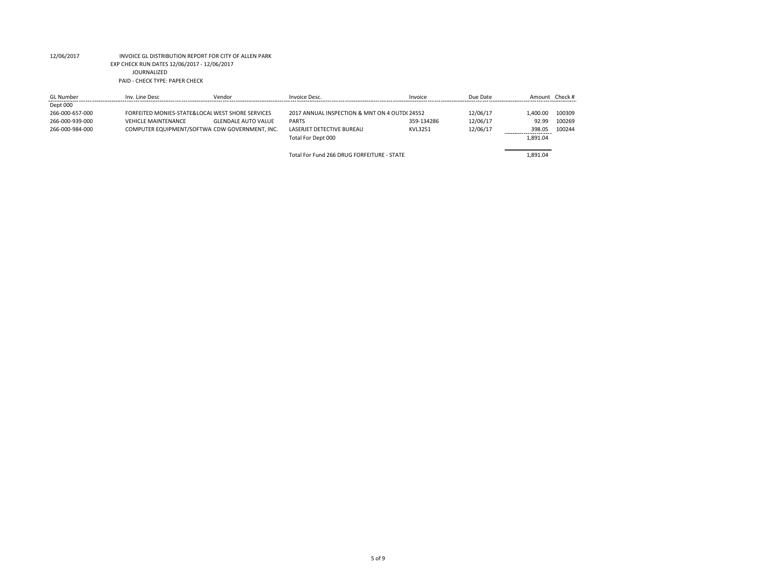12/06/2017 INVOICE GL DISTRIBUTION REPORT FOR CITY OF ALLEN PARK
EXP CHECK RUN DATES 12/06/2017 - 12/06/2017
JOURNALIZED
PAID - CHECK TYPE: PAPER CHECK

| GL Number | Inv. Line Desc | Vendor | Invoice Desc. | Invoice | Due Date | Amount | Check # |
|---|---|---|---|---|---|---|---|
| Dept 000 | | | | | | | |
| 266-000-657-000 | FORFEITED MONIES-STATE&LOCAL | WEST SHORE SERVICES | 2017 ANNUAL INSPECTION & MNT ON 4 OUTD( | 24552 | 12/06/17 | 1,400.00 | 100309 |
| 266-000-939-000 | VEHICLE MAINTENANCE | GLENDALE AUTO VALUE | PARTS | 359-134286 | 12/06/17 | 92.99 | 100269 |
| 266-000-984-000 | COMPUTER EQUIPMENT/SOFTWA | CDW GOVERNMENT, INC. | LASERJET DETECTIVE BUREAU | KVL3251 | 12/06/17 | 398.05 | 100244 |
| | | | Total For Dept 000 | | | 1,891.04 | |
| | | | Total For Fund 266 DRUG FORFEITURE - STATE | | | 1,891.04 | |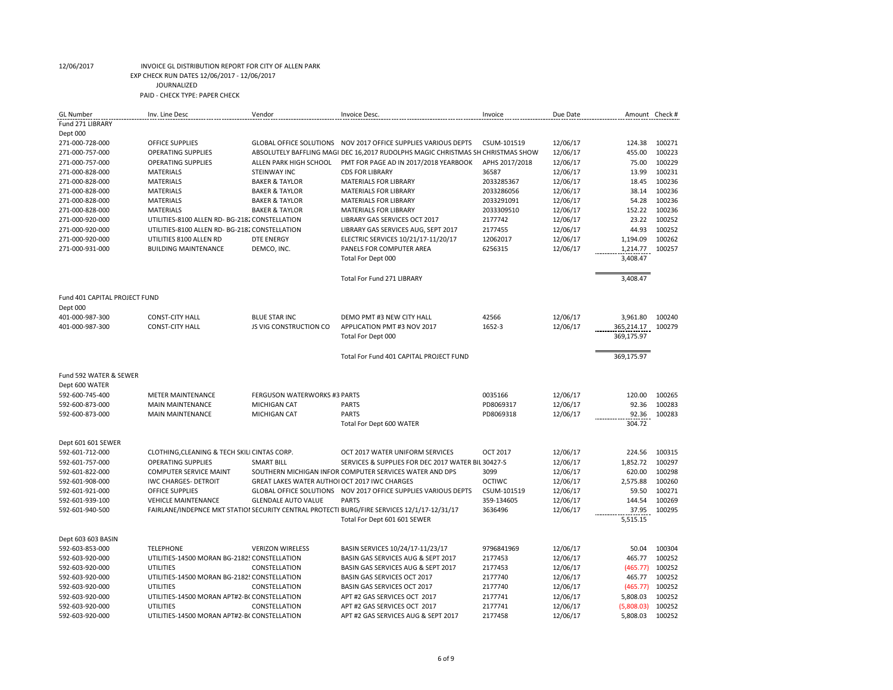12/06/2017 INVOICE GL DISTRIBUTION REPORT FOR CITY OF ALLEN PARK
EXP CHECK RUN DATES 12/06/2017 - 12/06/2017
JOURNALIZED
PAID - CHECK TYPE: PAPER CHECK

| GL Number | Inv. Line Desc | Vendor | Invoice Desc. | Invoice | Due Date | Amount | Check # |
|---|---|---|---|---|---|---|---|
| Fund 271 LIBRARY | | | | | | | |
| Dept 000 | | | | | | | |
| 271-000-728-000 | OFFICE SUPPLIES | GLOBAL OFFICE SOLUTIONS | NOV 2017 OFFICE SUPPLIES VARIOUS DEPTS | CSUM-101519 | 12/06/17 | 124.38 | 100271 |
| 271-000-757-000 | OPERATING SUPPLIES | ABSOLUTELY BAFFLING MAGI | DEC 16,2017 RUDOLPHS MAGIC CHRISTMAS SH | CHRISTMAS SHOW | 12/06/17 | 455.00 | 100223 |
| 271-000-757-000 | OPERATING SUPPLIES | ALLEN PARK HIGH SCHOOL | PMT FOR PAGE AD IN 2017/2018 YEARBOOK | APHS 2017/2018 | 12/06/17 | 75.00 | 100229 |
| 271-000-828-000 | MATERIALS | STEINWAY INC | CDS FOR LIBRARY | 36587 | 12/06/17 | 13.99 | 100231 |
| 271-000-828-000 | MATERIALS | BAKER & TAYLOR | MATERIALS FOR LIBRARY | 2033285367 | 12/06/17 | 18.45 | 100236 |
| 271-000-828-000 | MATERIALS | BAKER & TAYLOR | MATERIALS FOR LIBRARY | 2033286056 | 12/06/17 | 38.14 | 100236 |
| 271-000-828-000 | MATERIALS | BAKER & TAYLOR | MATERIALS FOR LIBRARY | 2033291091 | 12/06/17 | 54.28 | 100236 |
| 271-000-828-000 | MATERIALS | BAKER & TAYLOR | MATERIALS FOR LIBRARY | 2033309510 | 12/06/17 | 152.22 | 100236 |
| 271-000-920-000 | UTILITIES-8100 ALLEN RD- BG-2182 | CONSTELLATION | LIBRARY GAS SERVICES OCT 2017 | 2177742 | 12/06/17 | 23.22 | 100252 |
| 271-000-920-000 | UTILITIES-8100 ALLEN RD- BG-2182 | CONSTELLATION | LIBRARY GAS SERVICES AUG, SEPT 2017 | 2177455 | 12/06/17 | 44.93 | 100252 |
| 271-000-920-000 | UTILITIES 8100 ALLEN RD | DTE ENERGY | ELECTRIC SERVICES 10/21/17-11/20/17 | 12062017 | 12/06/17 | 1,194.09 | 100262 |
| 271-000-931-000 | BUILDING MAINTENANCE | DEMCO, INC. | PANELS FOR COMPUTER AREA | 6256315 | 12/06/17 | 1,214.77 | 100257 |
| | | | Total For Dept 000 | | | 3,408.47 | |
| | | | Total For Fund 271 LIBRARY | | | 3,408.47 | |
| Fund 401 CAPITAL PROJECT FUND | | | | | | | |
| Dept 000 | | | | | | | |
| 401-000-987-300 | CONST-CITY HALL | BLUE STAR INC | DEMO PMT #3 NEW CITY HALL | 42566 | 12/06/17 | 3,961.80 | 100240 |
| 401-000-987-300 | CONST-CITY HALL | JS VIG CONSTRUCTION CO | APPLICATION PMT #3 NOV 2017 | 1652-3 | 12/06/17 | 365,214.17 | 100279 |
| | | | Total For Dept 000 | | | 369,175.97 | |
| | | | Total For Fund 401 CAPITAL PROJECT FUND | | | 369,175.97 | |
| Fund 592 WATER & SEWER | | | | | | | |
| Dept 600 WATER | | | | | | | |
| 592-600-745-400 | METER MAINTENANCE | FERGUSON WATERWORKS #3 | PARTS | 0035166 | 12/06/17 | 120.00 | 100265 |
| 592-600-873-000 | MAIN MAINTENANCE | MICHIGAN CAT | PARTS | PD8069317 | 12/06/17 | 92.36 | 100283 |
| 592-600-873-000 | MAIN MAINTENANCE | MICHIGAN CAT | PARTS | PD8069318 | 12/06/17 | 92.36 | 100283 |
| | | | Total For Dept 600 WATER | | | 304.72 | |
| Dept 601 601 SEWER | | | | | | | |
| 592-601-712-000 | CLOTHING,CLEANING & TECH SKILL | CINTAS CORP. | OCT 2017 WATER UNIFORM SERVICES | OCT 2017 | 12/06/17 | 224.56 | 100315 |
| 592-601-757-000 | OPERATING SUPPLIES | SMART BILL | SERVICES & SUPPLIES FOR DEC 2017 WATER BIL | 30427-S | 12/06/17 | 1,852.72 | 100297 |
| 592-601-822-000 | COMPUTER SERVICE MAINT | SOUTHERN MICHIGAN INFOR | COMPUTER SERVICES WATER AND DPS | 3099 | 12/06/17 | 620.00 | 100298 |
| 592-601-908-000 | IWC CHARGES- DETROIT | GREAT LAKES WATER AUTHOI | OCT 2017 IWC CHARGES | OCTIWC | 12/06/17 | 2,575.88 | 100260 |
| 592-601-921-000 | OFFICE SUPPLIES | GLOBAL OFFICE SOLUTIONS | NOV 2017 OFFICE SUPPLIES VARIOUS DEPTS | CSUM-101519 | 12/06/17 | 59.50 | 100271 |
| 592-601-939-100 | VEHICLE MAINTENANCE | GLENDALE AUTO VALUE | PARTS | 359-134605 | 12/06/17 | 144.54 | 100269 |
| 592-601-940-500 | FAIRLANE/INDEPNCE MKT STATIOI | SECURITY CENTRAL PROTECTI | BURG/FIRE SERVICES 12/1/17-12/31/17 | 3636496 | 12/06/17 | 37.95 | 100295 |
| | | | Total For Dept 601 601 SEWER | | | 5,515.15 | |
| Dept 603 603 BASIN | | | | | | | |
| 592-603-853-000 | TELEPHONE | VERIZON WIRELESS | BASIN SERVICES 10/24/17-11/23/17 | 9796841969 | 12/06/17 | 50.04 | 100304 |
| 592-603-920-000 | UTILITIES-14500 MORAN BG-2182! | CONSTELLATION | BASIN GAS SERVICES AUG & SEPT 2017 | 2177453 | 12/06/17 | 465.77 | 100252 |
| 592-603-920-000 | UTILITIES | CONSTELLATION | BASIN GAS SERVICES AUG & SEPT 2017 | 2177453 | 12/06/17 | (465.77) | 100252 |
| 592-603-920-000 | UTILITIES-14500 MORAN BG-2182! | CONSTELLATION | BASIN GAS SERVICES OCT 2017 | 2177740 | 12/06/17 | 465.77 | 100252 |
| 592-603-920-000 | UTILITIES | CONSTELLATION | BASIN GAS SERVICES OCT 2017 | 2177740 | 12/06/17 | (465.77) | 100252 |
| 592-603-920-000 | UTILITIES-14500 MORAN APT#2-B( | CONSTELLATION | APT #2 GAS SERVICES OCT 2017 | 2177741 | 12/06/17 | 5,808.03 | 100252 |
| 592-603-920-000 | UTILITIES | CONSTELLATION | APT #2 GAS SERVICES OCT 2017 | 2177741 | 12/06/17 | (5,808.03) | 100252 |
| 592-603-920-000 | UTILITIES-14500 MORAN APT#2-B( | CONSTELLATION | APT #2 GAS SERVICES AUG & SEPT 2017 | 2177458 | 12/06/17 | 5,808.03 | 100252 |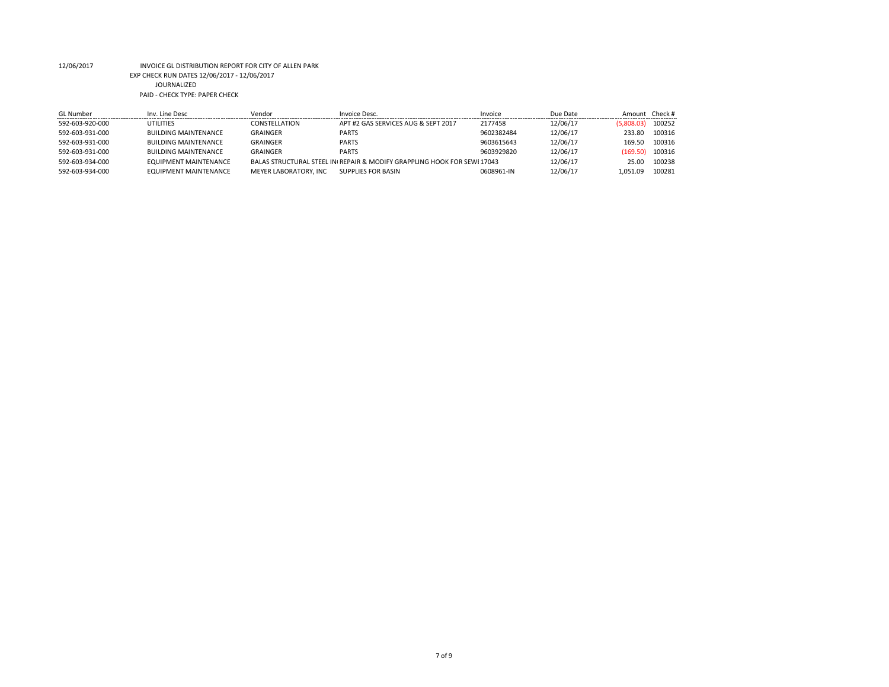12/06/2017 INVOICE GL DISTRIBUTION REPORT FOR CITY OF ALLEN PARK

EXP CHECK RUN DATES 12/06/2017 - 12/06/2017

JOURNALIZED

PAID - CHECK TYPE: PAPER CHECK

| GL Number | Inv. Line Desc | Vendor | Invoice Desc. | Invoice | Due Date | Amount | Check # |
|---|---|---|---|---|---|---|---|
| 592-603-920-000 | UTILITIES | CONSTELLATION | APT #2 GAS SERVICES AUG & SEPT 2017 | 2177458 | 12/06/17 | (5,808.03) | 100252 |
| 592-603-931-000 | BUILDING MAINTENANCE | GRAINGER | PARTS | 9602382484 | 12/06/17 | 233.80 | 100316 |
| 592-603-931-000 | BUILDING MAINTENANCE | GRAINGER | PARTS | 9603615643 | 12/06/17 | 169.50 | 100316 |
| 592-603-931-000 | BUILDING MAINTENANCE | GRAINGER | PARTS | 9603929820 | 12/06/17 | (169.50) | 100316 |
| 592-603-934-000 | EQUIPMENT MAINTENANCE | BALAS STRUCTURAL STEEL IN | REPAIR & MODIFY GRAPPLING HOOK FOR SEWI | 17043 | 12/06/17 | 25.00 | 100238 |
| 592-603-934-000 | EQUIPMENT MAINTENANCE | MEYER LABORATORY, INC | SUPPLIES FOR BASIN | 0608961-IN | 12/06/17 | 1,051.09 | 100281 |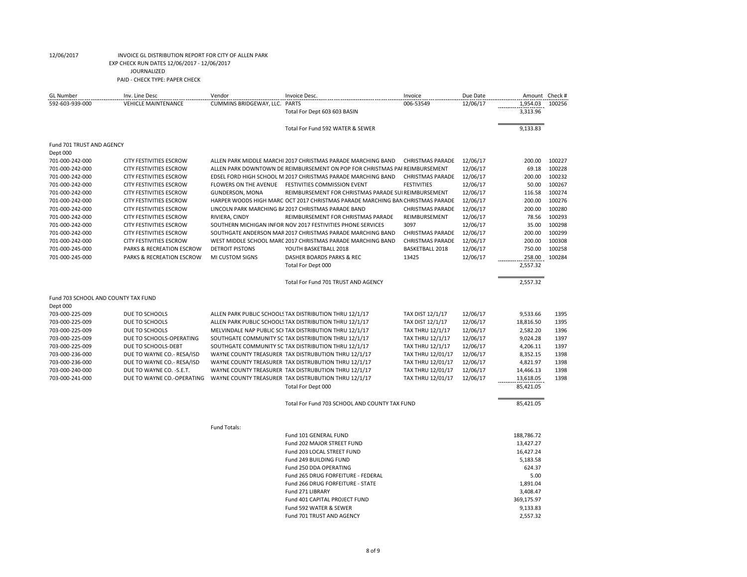12/06/2017 INVOICE GL DISTRIBUTION REPORT FOR CITY OF ALLEN PARK

EXP CHECK RUN DATES 12/06/2017 - 12/06/2017

JOURNALIZED

PAID - CHECK TYPE: PAPER CHECK

| GL Number | Inv. Line Desc | Vendor | Invoice Desc. | Invoice | Due Date | Amount | Check # |
|---|---|---|---|---|---|---|---|
| 592-603-939-000 | VEHICLE MAINTENANCE | CUMMINS BRIDGEWAY, LLC. | PARTS | 006-53549 | 12/06/17 | 1,954.03 | 100256 |
| | | | Total For Dept 603 603 BASIN | | | 3,313.96 | |
| | | | Total For Fund 592 WATER & SEWER | | | 9,133.83 | |
| Fund 701 TRUST AND AGENCY | | | | | | | |
| Dept 000 | | | | | | | |
| 701-000-242-000 | CITY FESTIVITIES ESCROW | ALLEN PARK MIDDLE MARCHI | 2017 CHRISTMAS PARADE MARCHING BAND | CHRISTMAS PARADE | 12/06/17 | 200.00 | 100227 |
| 701-000-242-000 | CITY FESTIVITIES ESCROW | ALLEN PARK DOWNTOWN DE | REIMBURSEMENT ON POP FOR CHRISTMAS PAI | REIMBURSEMENT | 12/06/17 | 69.18 | 100228 |
| 701-000-242-000 | CITY FESTIVITIES ESCROW | EDSEL FORD HIGH SCHOOL M | 2017 CHRISTMAS PARADE MARCHING BAND | CHRISTMAS PARADE | 12/06/17 | 200.00 | 100232 |
| 701-000-242-000 | CITY FESTIVITIES ESCROW | FLOWERS ON THE AVENUE | FESTIVITIES COMMISSION EVENT | FESTIVITIES | 12/06/17 | 50.00 | 100267 |
| 701-000-242-000 | CITY FESTIVITIES ESCROW | GUNDERSON, MONA | REIMBURSEMENT FOR CHRISTMAS PARADE SUI | REIMBURSEMENT | 12/06/17 | 116.58 | 100274 |
| 701-000-242-000 | CITY FESTIVITIES ESCROW | HARPER WOODS HIGH MARC | OCT 2017 CHRISTMAS PARADE MARCHING BAN | CHRISTMAS PARADE | 12/06/17 | 200.00 | 100276 |
| 701-000-242-000 | CITY FESTIVITIES ESCROW | LINCOLN PARK MARCHING BA | 2017 CHRISTMAS PARADE BAND | CHRISTMAS PARADE | 12/06/17 | 200.00 | 100280 |
| 701-000-242-000 | CITY FESTIVITIES ESCROW | RIVIERA, CINDY | REIMBURSEMENT FOR CHRISTMAS PARADE | REIMBURSEMENT | 12/06/17 | 78.56 | 100293 |
| 701-000-242-000 | CITY FESTIVITIES ESCROW | SOUTHERN MICHIGAN INFOR | NOV 2017 FESTIVITIES PHONE SERVICES | 3097 | 12/06/17 | 35.00 | 100298 |
| 701-000-242-000 | CITY FESTIVITIES ESCROW | SOUTHGATE ANDERSON MAR | 2017 CHRISTMAS PARADE MARCHING BAND | CHRISTMAS PARADE | 12/06/17 | 200.00 | 100299 |
| 701-000-242-000 | CITY FESTIVITIES ESCROW | WEST MIDDLE SCHOOL MARC | 2017 CHRISTMAS PARADE MARCHING BAND | CHRISTMAS PARADE | 12/06/17 | 200.00 | 100308 |
| 701-000-245-000 | PARKS & RECREATION ESCROW | DETROIT PISTONS | YOUTH BASKETBALL 2018 | BASKETBALL 2018 | 12/06/17 | 750.00 | 100258 |
| 701-000-245-000 | PARKS & RECREATION ESCROW | MI CUSTOM SIGNS | DASHER BOARDS PARKS & REC | 13425 | 12/06/17 | 258.00 | 100284 |
| | | | Total For Dept 000 | | | 2,557.32 | |
| | | | Total For Fund 701 TRUST AND AGENCY | | | 2,557.32 | |
| Fund 703 SCHOOL AND COUNTY TAX FUND | | | | | | | |
| Dept 000 | | | | | | | |
| 703-000-225-009 | DUE TO SCHOOLS | ALLEN PARK PUBLIC SCHOOLS | TAX DISTRIBUTION THRU 12/1/17 | TAX DIST 12/1/17 | 12/06/17 | 9,533.66 | 1395 |
| 703-000-225-009 | DUE TO SCHOOLS | ALLEN PARK PUBLIC SCHOOLS | TAX DISTRIBUTION THRU 12/1/17 | TAX DIST 12/1/17 | 12/06/17 | 18,816.50 | 1395 |
| 703-000-225-009 | DUE TO SCHOOLS | MELVINDALE NAP PUBLIC SCH | TAX DISTRIBUTION THRU 12/1/17 | TAX THRU 12/1/17 | 12/06/17 | 2,582.20 | 1396 |
| 703-000-225-009 | DUE TO SCHOOLS-OPERATING | SOUTHGATE COMMUNITY SC | TAX DISTRIBUTION THRU 12/1/17 | TAX THRU 12/1/17 | 12/06/17 | 9,024.28 | 1397 |
| 703-000-225-009 | DUE TO SCHOOLS-DEBT | SOUTHGATE COMMUNITY SC | TAX DISTRIBUTION THRU 12/1/17 | TAX THRU 12/1/17 | 12/06/17 | 4,206.11 | 1397 |
| 703-000-236-000 | DUE TO WAYNE CO.- RESA/ISD | WAYNE COUNTY TREASURER | TAX DISTRUBUTION THRU 12/1/17 | TAX THRU 12/01/17 | 12/06/17 | 8,352.15 | 1398 |
| 703-000-236-000 | DUE TO WAYNE CO.- RESA/ISD | WAYNE COUNTY TREASURER | TAX DISTRUBUTION THRU 12/1/17 | TAX THRU 12/01/17 | 12/06/17 | 4,821.97 | 1398 |
| 703-000-240-000 | DUE TO WAYNE CO. -S.E.T. | WAYNE COUNTY TREASURER | TAX DISTRUBUTION THRU 12/1/17 | TAX THRU 12/01/17 | 12/06/17 | 14,466.13 | 1398 |
| 703-000-241-000 | DUE TO WAYNE CO.-OPERATING | WAYNE COUNTY TREASURER | TAX DISTRUBUTION THRU 12/1/17 | TAX THRU 12/01/17 | 12/06/17 | 13,618.05 | 1398 |
| | | | Total For Dept 000 | | | 85,421.05 | |
| | | | Total For Fund 703 SCHOOL AND COUNTY TAX FUND | | | 85,421.05 | |

Fund Totals:

| Fund | Amount |
|---|---|
| Fund 101 GENERAL FUND | 188,786.72 |
| Fund 202 MAJOR STREET FUND | 13,427.27 |
| Fund 203 LOCAL STREET FUND | 16,427.24 |
| Fund 249 BUILDING FUND | 5,183.58 |
| Fund 250 DDA OPERATING | 624.37 |
| Fund 265 DRUG FORFEITURE - FEDERAL | 5.00 |
| Fund 266 DRUG FORFEITURE - STATE | 1,891.04 |
| Fund 271 LIBRARY | 3,408.47 |
| Fund 401 CAPITAL PROJECT FUND | 369,175.97 |
| Fund 592 WATER & SEWER | 9,133.83 |
| Fund 701 TRUST AND AGENCY | 2,557.32 |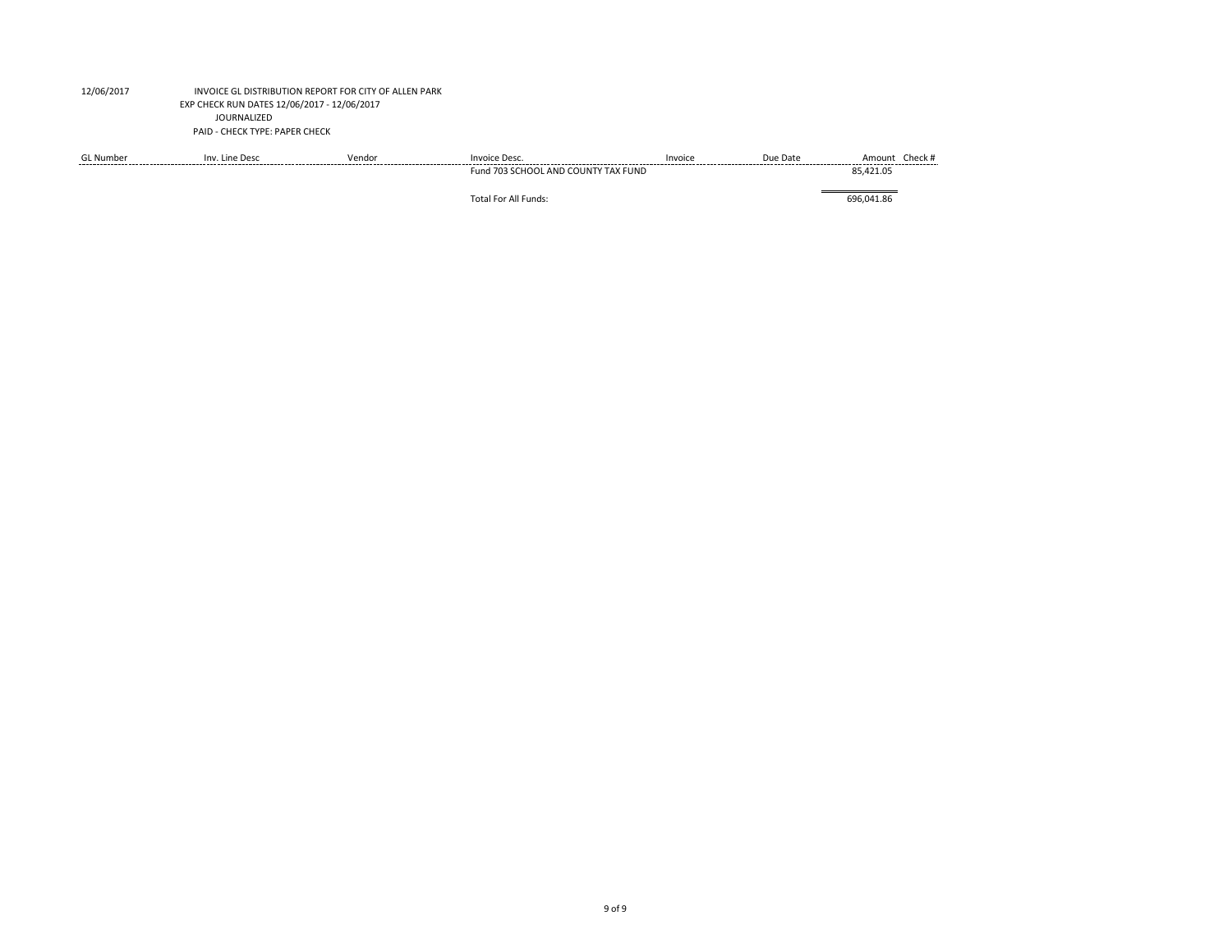12/06/2017 INVOICE GL DISTRIBUTION REPORT FOR CITY OF ALLEN PARK

EXP CHECK RUN DATES 12/06/2017 - 12/06/2017

JOURNALIZED

PAID - CHECK TYPE: PAPER CHECK

| GL Number | Inv. Line Desc | Vendor | Invoice Desc. | Invoice | Due Date | Amount | Check # |
|---|---|---|---|---|---|---|---|
| | | | Fund 703 SCHOOL AND COUNTY TAX FUND | | | 85,421.05 | |
| | | | Total For All Funds: | | | 696,041.86 | |